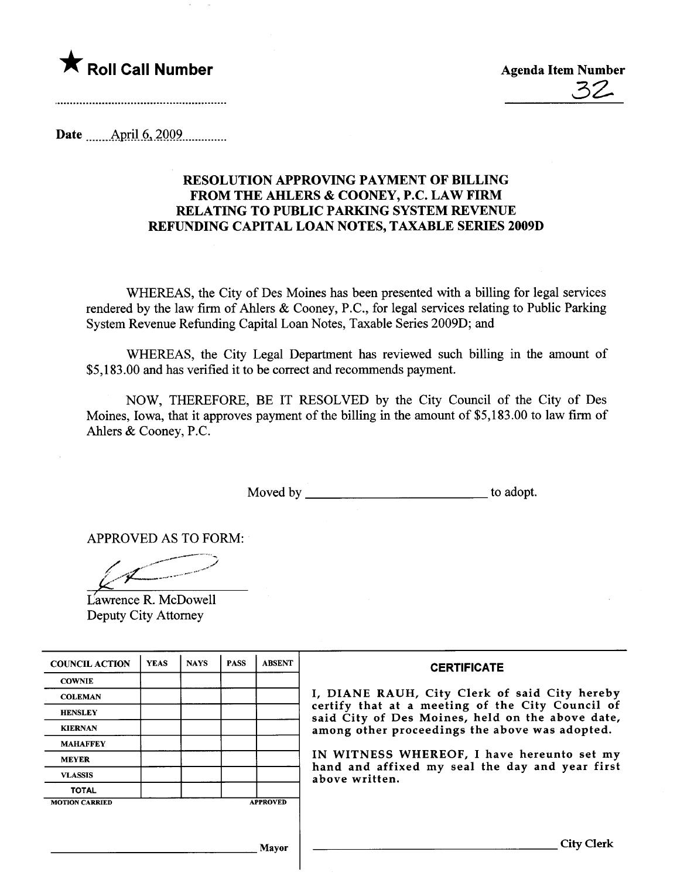★ **Roll Call Number**

..........................................................

**Agenda Item Number**

32

Date ........April 6, 2009.............

**RESOLUTION APPROVING PAYMENT OF BILLING FROM THE AHLERS & COONEY, P.C. LAW FIRM RELATING TO PUBLIC PARKING SYSTEM REVENUE REFUNDING CAPITAL LOAN NOTES, TAXABLE SERIES 2009D**

WHEREAS, the City of Des Moines has been presented with a billing for legal services rendered by the law firm of Ahlers & Cooney, P.C., for legal services relating to Public Parking System Revenue Refunding Capital Loan Notes, Taxable Series 2009D; and

WHEREAS, the City Legal Department has reviewed such billing in the amount of $5,183.00 and has verified it to be correct and recommends payment.

NOW, THEREFORE, BE IT RESOLVED by the City Council of the City of Des Moines, Iowa, that it approves payment of the billing in the amount of $5,183.00 to law firm of Ahlers & Cooney, P.C.

Moved by ____________________________ to adopt.

APPROVED AS TO FORM:

Lawrence R. McDowell
Deputy City Attorney

| COUNCIL ACTION | YEAS | NAYS | PASS | ABSENT |
|---|---|---|---|---|
| COWNIE | | | | |
| COLEMAN | | | | |
| HENSLEY | | | | |
| KIERNAN | | | | |
| MAHAFFEY | | | | |
| MEYER | | | | |
| VLASSIS | | | | |
| TOTAL | | | | |

MOTION CARRIED APPROVED

______________________________ Mayor

**CERTIFICATE**

I, DIANE RAUH, City Clerk of said City hereby certify that at a meeting of the City Council of said City of Des Moines, held on the above date, among other proceedings the above was adopted.

IN WITNESS WHEREOF, I have hereunto set my hand and affixed my seal the day and year first above written.

______________________________ City Clerk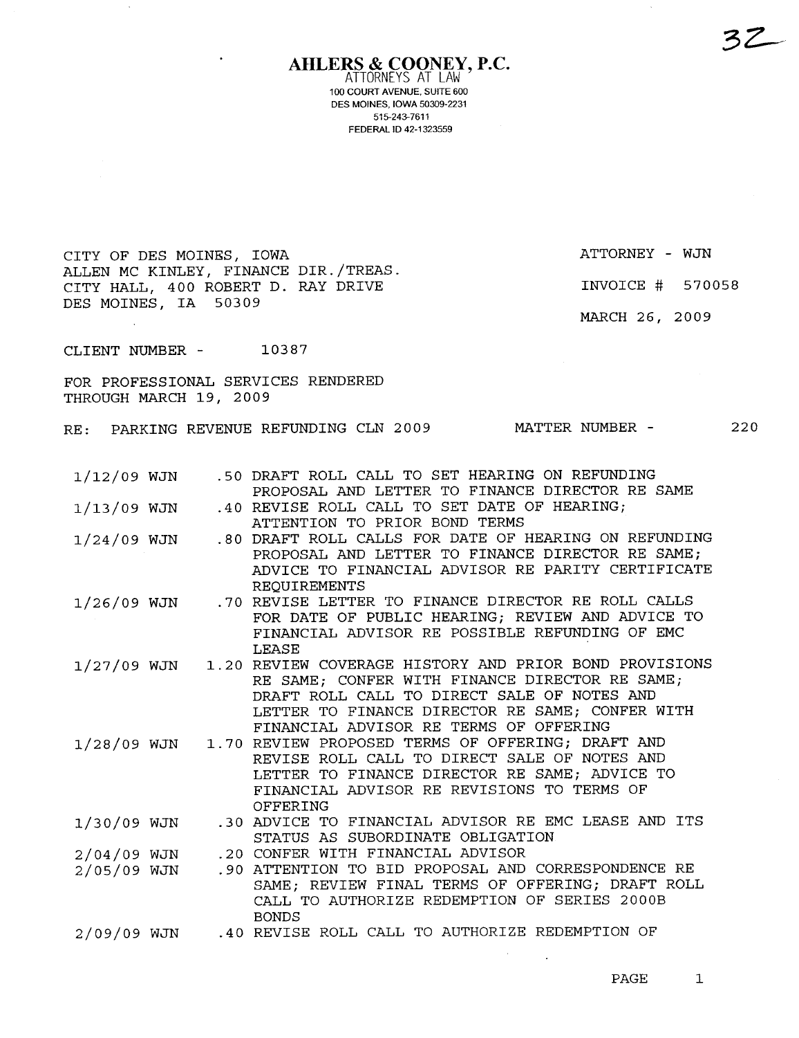32

# AHLERS & COONEY, P.C.

ATTORNEYS AT LAW
100 COURT AVENUE, SUITE 600
DES MOINES, IOWA 50309-2231
515-243-7611
FEDERAL ID 42-1323559

CITY OF DES MOINES, IOWA
ALLEN MC KINLEY, FINANCE DIR./TREAS.
CITY HALL, 400 ROBERT D. RAY DRIVE
DES MOINES, IA 50309

ATTORNEY - WJN

INVOICE # 570058

MARCH 26, 2009

CLIENT NUMBER - 10387

FOR PROFESSIONAL SERVICES RENDERED
THROUGH MARCH 19, 2009

RE: PARKING REVENUE REFUNDING CLN 2009 MATTER NUMBER - 220

| | | | |
|---|---|---|---|
| 1/12/09 | WJN | .50 | DRAFT ROLL CALL TO SET HEARING ON REFUNDING PROPOSAL AND LETTER TO FINANCE DIRECTOR RE SAME |
| 1/13/09 | WJN | .40 | REVISE ROLL CALL TO SET DATE OF HEARING; ATTENTION TO PRIOR BOND TERMS |
| 1/24/09 | WJN | .80 | DRAFT ROLL CALLS FOR DATE OF HEARING ON REFUNDING PROPOSAL AND LETTER TO FINANCE DIRECTOR RE SAME; ADVICE TO FINANCIAL ADVISOR RE PARITY CERTIFICATE REQUIREMENTS |
| 1/26/09 | WJN | .70 | REVISE LETTER TO FINANCE DIRECTOR RE ROLL CALLS FOR DATE OF PUBLIC HEARING; REVIEW AND ADVICE TO FINANCIAL ADVISOR RE POSSIBLE REFUNDING OF EMC LEASE |
| 1/27/09 | WJN | 1.20 | REVIEW COVERAGE HISTORY AND PRIOR BOND PROVISIONS RE SAME; CONFER WITH FINANCE DIRECTOR RE SAME; DRAFT ROLL CALL TO DIRECT SALE OF NOTES AND LETTER TO FINANCE DIRECTOR RE SAME; CONFER WITH FINANCIAL ADVISOR RE TERMS OF OFFERING |
| 1/28/09 | WJN | 1.70 | REVIEW PROPOSED TERMS OF OFFERING; DRAFT AND REVISE ROLL CALL TO DIRECT SALE OF NOTES AND LETTER TO FINANCE DIRECTOR RE SAME; ADVICE TO FINANCIAL ADVISOR RE REVISIONS TO TERMS OF OFFERING |
| 1/30/09 | WJN | .30 | ADVICE TO FINANCIAL ADVISOR RE EMC LEASE AND ITS STATUS AS SUBORDINATE OBLIGATION |
| 2/04/09 | WJN | .20 | CONFER WITH FINANCIAL ADVISOR |
| 2/05/09 | WJN | .90 | ATTENTION TO BID PROPOSAL AND CORRESPONDENCE RE SAME; REVIEW FINAL TERMS OF OFFERING; DRAFT ROLL CALL TO AUTHORIZE REDEMPTION OF SERIES 2000B BONDS |
| 2/09/09 | WJN | .40 | REVISE ROLL CALL TO AUTHORIZE REDEMPTION OF |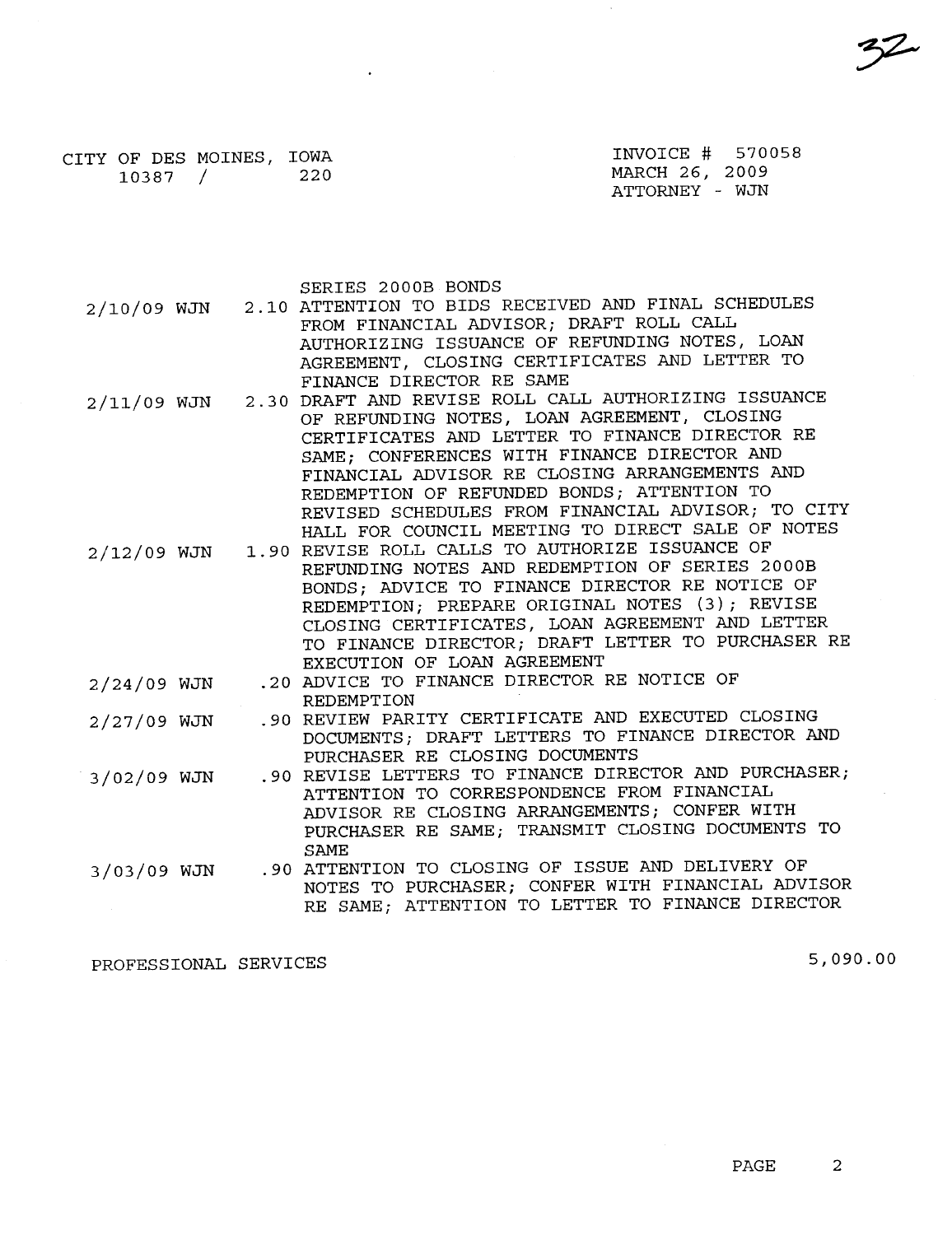32

CITY OF DES MOINES, IOWA
10387 / 220

INVOICE # 570058
MARCH 26, 2009
ATTORNEY - WJN

SERIES 2000B BONDS

| | | | |
|---|---|---|---|
| 2/10/09 | WJN | 2.10 | ATTENTION TO BIDS RECEIVED AND FINAL SCHEDULES FROM FINANCIAL ADVISOR; DRAFT ROLL CALL AUTHORIZING ISSUANCE OF REFUNDING NOTES, LOAN AGREEMENT, CLOSING CERTIFICATES AND LETTER TO FINANCE DIRECTOR RE SAME |
| 2/11/09 | WJN | 2.30 | DRAFT AND REVISE ROLL CALL AUTHORIZING ISSUANCE OF REFUNDING NOTES, LOAN AGREEMENT, CLOSING CERTIFICATES AND LETTER TO FINANCE DIRECTOR RE SAME; CONFERENCES WITH FINANCE DIRECTOR AND FINANCIAL ADVISOR RE CLOSING ARRANGEMENTS AND REDEMPTION OF REFUNDED BONDS; ATTENTION TO REVISED SCHEDULES FROM FINANCIAL ADVISOR; TO CITY HALL FOR COUNCIL MEETING TO DIRECT SALE OF NOTES |
| 2/12/09 | WJN | 1.90 | REVISE ROLL CALLS TO AUTHORIZE ISSUANCE OF REFUNDING NOTES AND REDEMPTION OF SERIES 2000B BONDS; ADVICE TO FINANCE DIRECTOR RE NOTICE OF REDEMPTION; PREPARE ORIGINAL NOTES (3); REVISE CLOSING CERTIFICATES, LOAN AGREEMENT AND LETTER TO FINANCE DIRECTOR; DRAFT LETTER TO PURCHASER RE EXECUTION OF LOAN AGREEMENT |
| 2/24/09 | WJN | .20 | ADVICE TO FINANCE DIRECTOR RE NOTICE OF REDEMPTION |
| 2/27/09 | WJN | .90 | REVIEW PARITY CERTIFICATE AND EXECUTED CLOSING DOCUMENTS; DRAFT LETTERS TO FINANCE DIRECTOR AND PURCHASER RE CLOSING DOCUMENTS |
| 3/02/09 | WJN | .90 | REVISE LETTERS TO FINANCE DIRECTOR AND PURCHASER; ATTENTION TO CORRESPONDENCE FROM FINANCIAL ADVISOR RE CLOSING ARRANGEMENTS; CONFER WITH PURCHASER RE SAME; TRANSMIT CLOSING DOCUMENTS TO SAME |
| 3/03/09 | WJN | .90 | ATTENTION TO CLOSING OF ISSUE AND DELIVERY OF NOTES TO PURCHASER; CONFER WITH FINANCIAL ADVISOR RE SAME; ATTENTION TO LETTER TO FINANCE DIRECTOR |

PROFESSIONAL SERVICES 5,090.00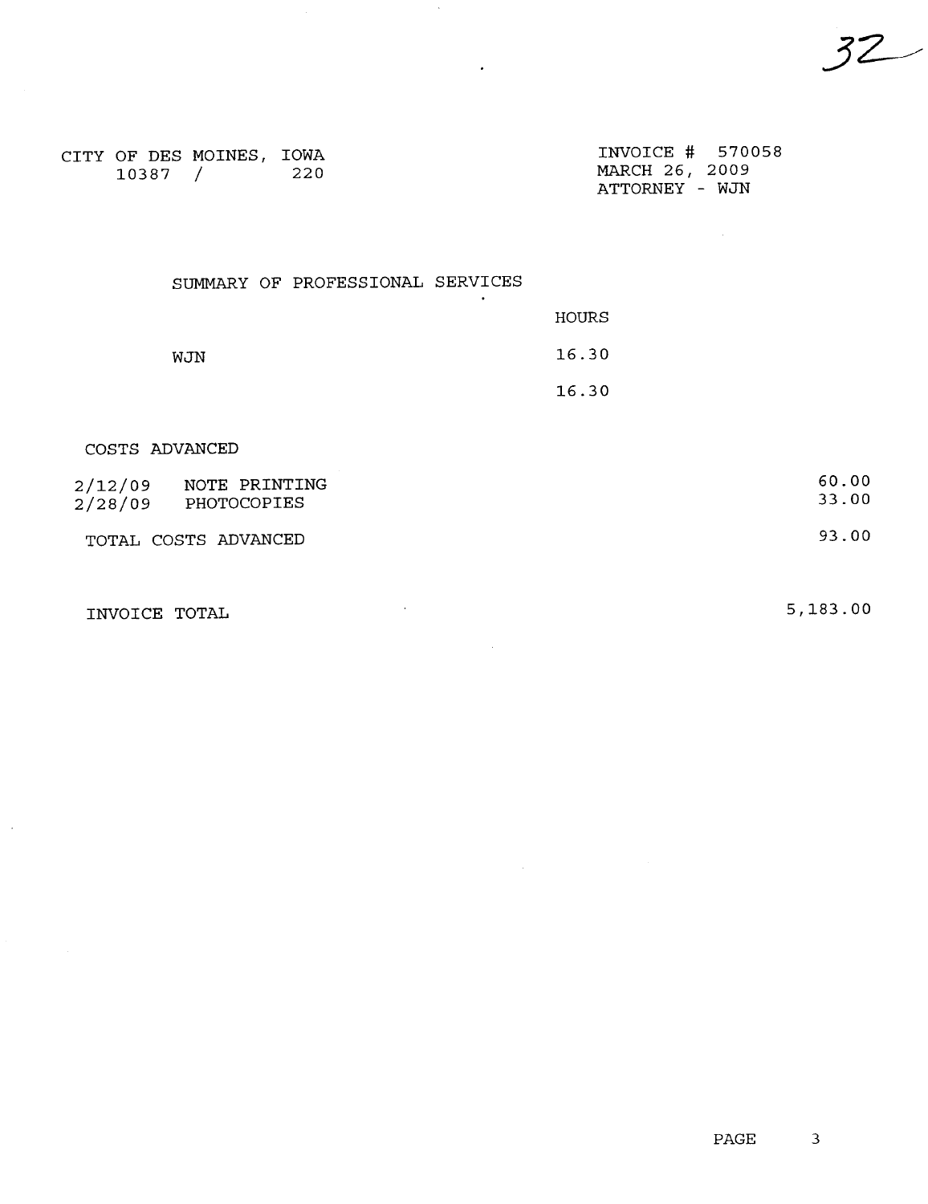32

CITY OF DES MOINES, IOWA
10387 / 220

INVOICE # 570058
MARCH 26, 2009
ATTORNEY - WJN

SUMMARY OF PROFESSIONAL SERVICES

| | HOURS |
|---|---|
| WJN | 16.30 |
| | 16.30 |

COSTS ADVANCED

| | | |
|---|---|---|
| 2/12/09 | NOTE PRINTING | 60.00 |
| 2/28/09 | PHOTOCOPIES | 33.00 |
| TOTAL COSTS ADVANCED | | 93.00 |

INVOICE TOTAL 5,183.00